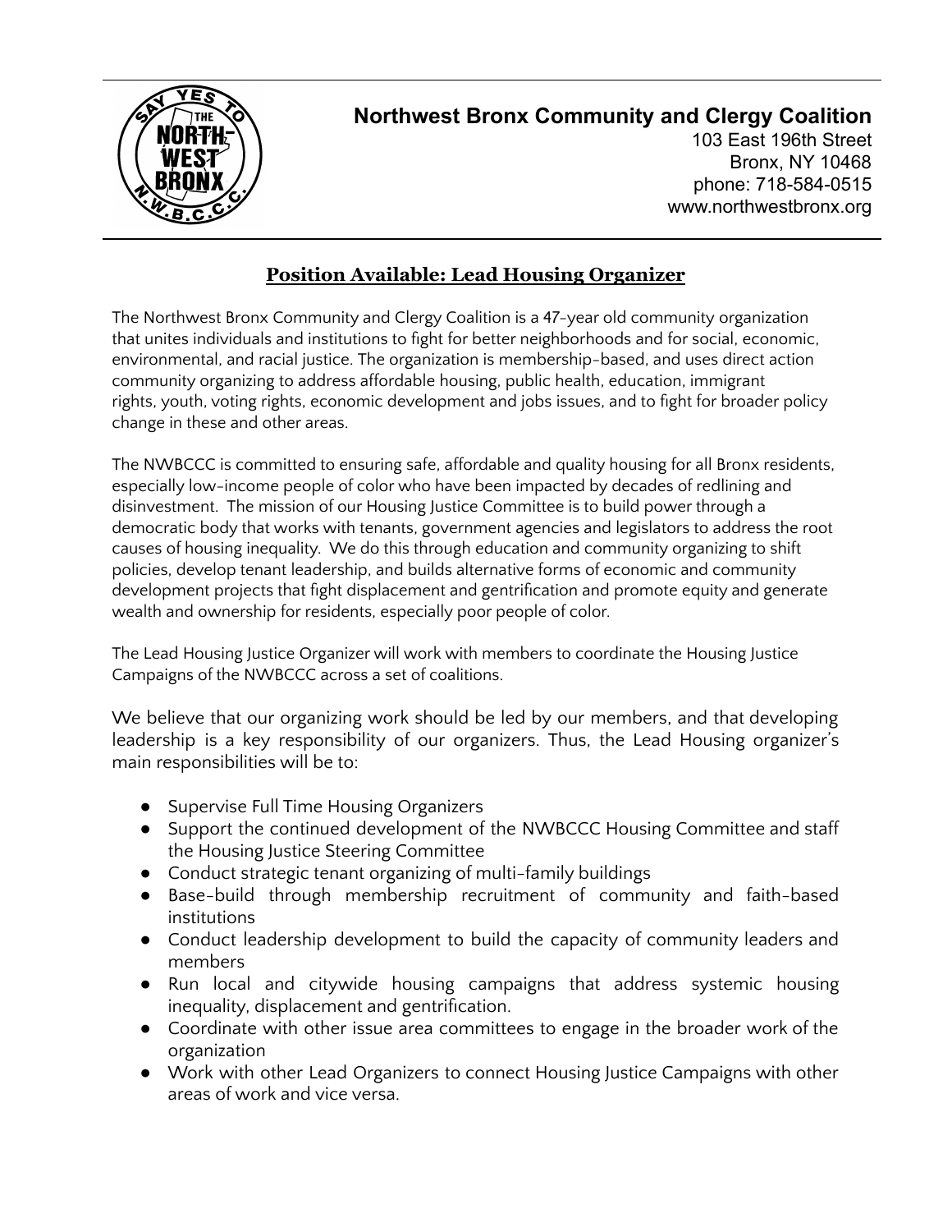**Northwest Bronx Community and Clergy Coalition**
103 East 196th Street
Bronx, NY 10468
phone: 718-584-0515
www.northwestbronx.org

## Position Available: Lead Housing Organizer

The Northwest Bronx Community and Clergy Coalition is a 47-year old community organization that unites individuals and institutions to fight for better neighborhoods and for social, economic, environmental, and racial justice. The organization is membership-based, and uses direct action community organizing to address affordable housing, public health, education, immigrant rights, youth, voting rights, economic development and jobs issues, and to fight for broader policy change in these and other areas.

The NWBCCC is committed to ensuring safe, affordable and quality housing for all Bronx residents, especially low-income people of color who have been impacted by decades of redlining and disinvestment. The mission of our Housing Justice Committee is to build power through a democratic body that works with tenants, government agencies and legislators to address the root causes of housing inequality. We do this through education and community organizing to shift policies, develop tenant leadership, and builds alternative forms of economic and community development projects that fight displacement and gentrification and promote equity and generate wealth and ownership for residents, especially poor people of color.

The Lead Housing Justice Organizer will work with members to coordinate the Housing Justice Campaigns of the NWBCCC across a set of coalitions.

We believe that our organizing work should be led by our members, and that developing leadership is a key responsibility of our organizers. Thus, the Lead Housing organizer's main responsibilities will be to:

- Supervise Full Time Housing Organizers
- Support the continued development of the NWBCCC Housing Committee and staff the Housing Justice Steering Committee
- Conduct strategic tenant organizing of multi-family buildings
- Base-build through membership recruitment of community and faith-based institutions
- Conduct leadership development to build the capacity of community leaders and members
- Run local and citywide housing campaigns that address systemic housing inequality, displacement and gentrification.
- Coordinate with other issue area committees to engage in the broader work of the organization
- Work with other Lead Organizers to connect Housing Justice Campaigns with other areas of work and vice versa.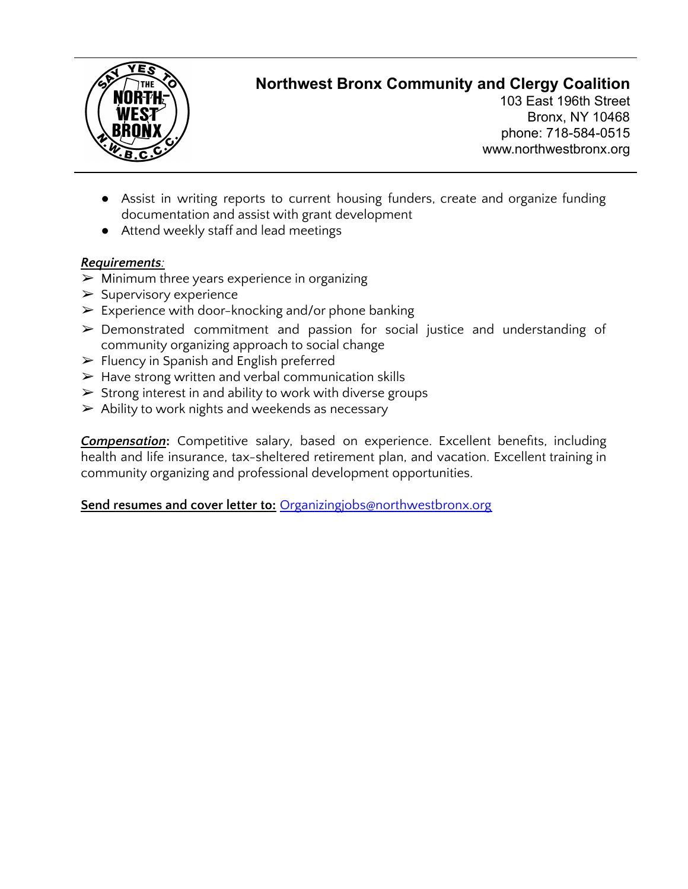**Northwest Bronx Community and Clergy Coalition**
103 East 196th Street
Bronx, NY 10468
phone: 718-584-0515
www.northwestbronx.org

- Assist in writing reports to current housing funders, create and organize funding documentation and assist with grant development
- Attend weekly staff and lead meetings

***Requirements**:*

- Minimum three years experience in organizing
- Supervisory experience
- Experience with door-knocking and/or phone banking
- Demonstrated commitment and passion for social justice and understanding of community organizing approach to social change
- Fluency in Spanish and English preferred
- Have strong written and verbal communication skills
- Strong interest in and ability to work with diverse groups
- Ability to work nights and weekends as necessary

***Compensation*:** Competitive salary, based on experience. Excellent benefits, including health and life insurance, tax-sheltered retirement plan, and vacation. Excellent training in community organizing and professional development opportunities.

**Send resumes and cover letter to:** Organizingjobs@northwestbronx.org